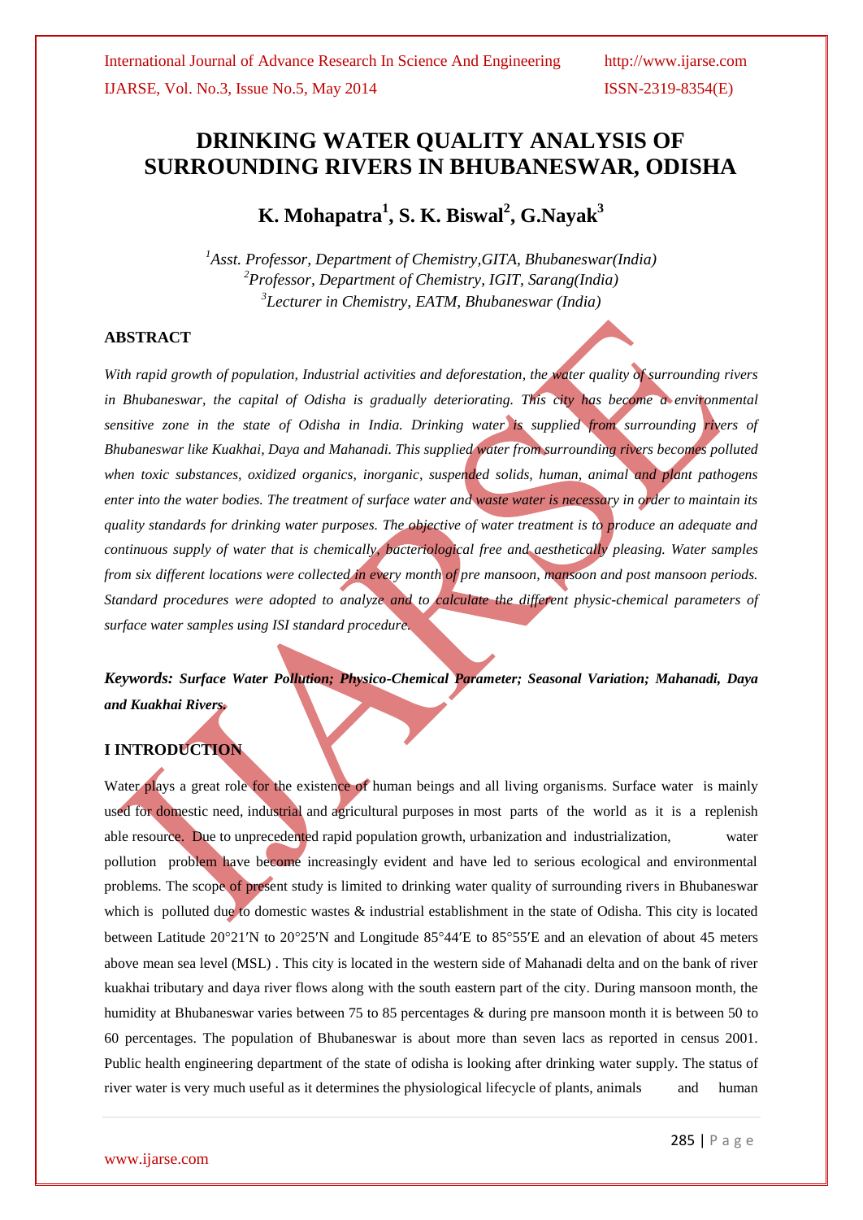# DRINKING WATER QUALITY ANALYSIS OF SURROUNDING RIVERS IN BHUBANESWAR, ODISHA

## K. Mohapatra[1], S. K. Biswal[2], G.Nayak[3]

*[1]Asst. Professor, Department of Chemistry,GITA, Bhubaneswar(India)*
*[2]Professor, Department of Chemistry, IGIT, Sarang(India)*
*[3]Lecturer in Chemistry, EATM, Bhubaneswar (India)*

### ABSTRACT

*With rapid growth of population, Industrial activities and deforestation, the water quality of surrounding rivers in Bhubaneswar, the capital of Odisha is gradually deteriorating. This city has become a environmental sensitive zone in the state of Odisha in India. Drinking water is supplied from surrounding rivers of Bhubaneswar like Kuakhai, Daya and Mahanadi. This supplied water from surrounding rivers becomes polluted when toxic substances, oxidized organics, inorganic, suspended solids, human, animal and plant pathogens enter into the water bodies. The treatment of surface water and waste water is necessary in order to maintain its quality standards for drinking water purposes. The objective of water treatment is to produce an adequate and continuous supply of water that is chemically, bacteriological free and aesthetically pleasing. Water samples from six different locations were collected in every month of pre mansoon, mansoon and post mansoon periods. Standard procedures were adopted to analyze and to calculate the different physic-chemical parameters of surface water samples using ISI standard procedure.*

***Keywords: Surface Water Pollution; Physico-Chemical Parameter; Seasonal Variation; Mahanadi, Daya and Kuakhai Rivers.***

### I INTRODUCTION

Water plays a great role for the existence of human beings and all living organisms. Surface water is mainly used for domestic need, industrial and agricultural purposes in most parts of the world as it is a replenish able resource. Due to unprecedented rapid population growth, urbanization and industrialization, water pollution problem have become increasingly evident and have led to serious ecological and environmental problems. The scope of present study is limited to drinking water quality of surrounding rivers in Bhubaneswar which is polluted due to domestic wastes & industrial establishment in the state of Odisha. This city is located between Latitude 20°21′N to 20°25′N and Longitude 85°44′E to 85°55′E and an elevation of about 45 meters above mean sea level (MSL) . This city is located in the western side of Mahanadi delta and on the bank of river kuakhai tributary and daya river flows along with the south eastern part of the city. During mansoon month, the humidity at Bhubaneswar varies between 75 to 85 percentages & during pre mansoon month it is between 50 to 60 percentages. The population of Bhubaneswar is about more than seven lacs as reported in census 2001. Public health engineering department of the state of odisha is looking after drinking water supply. The status of river water is very much useful as it determines the physiological lifecycle of plants, animals and human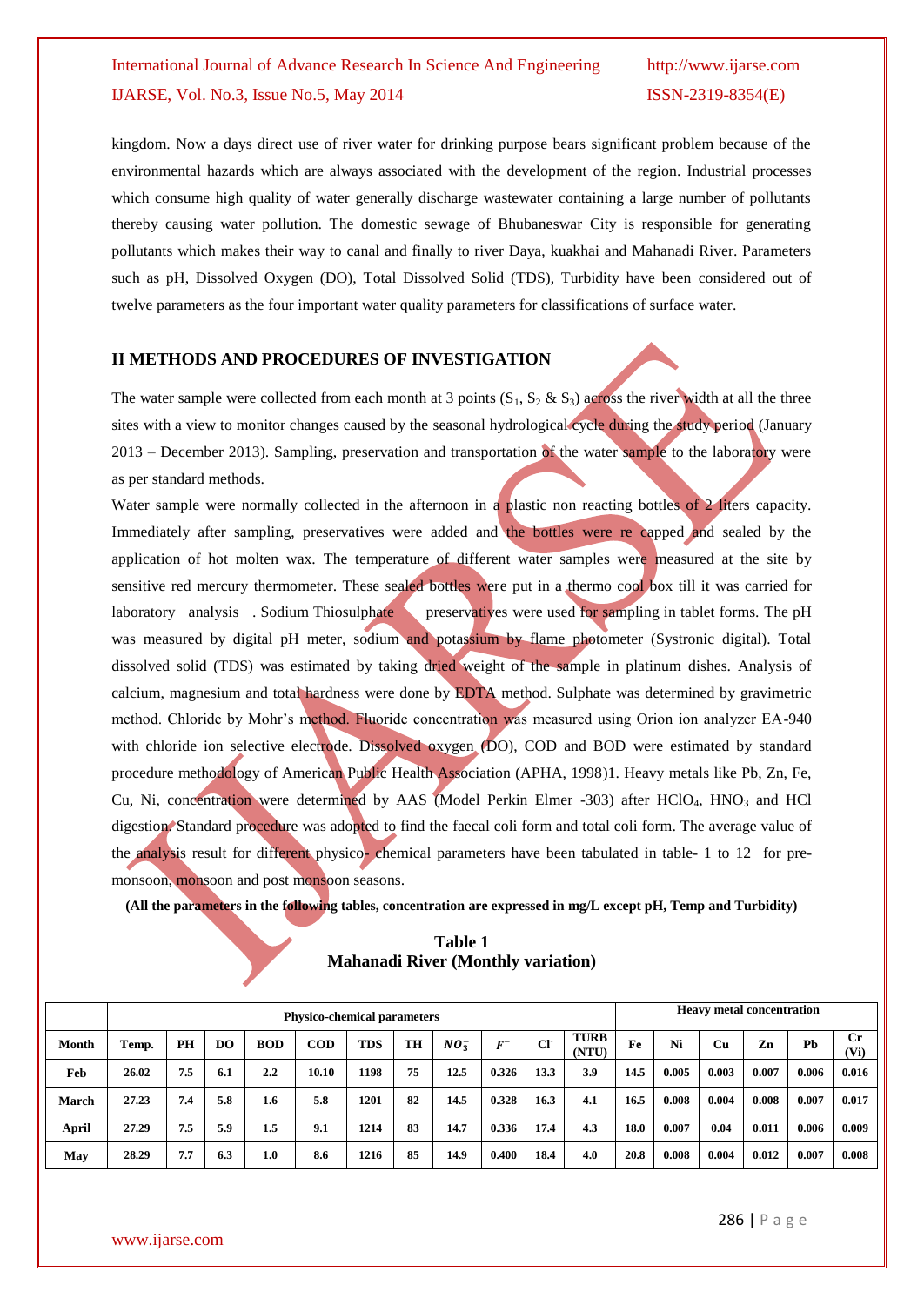kingdom. Now a days direct use of river water for drinking purpose bears significant problem because of the environmental hazards which are always associated with the development of the region. Industrial processes which consume high quality of water generally discharge wastewater containing a large number of pollutants thereby causing water pollution. The domestic sewage of Bhubaneswar City is responsible for generating pollutants which makes their way to canal and finally to river Daya, kuakhai and Mahanadi River. Parameters such as pH, Dissolved Oxygen (DO), Total Dissolved Solid (TDS), Turbidity have been considered out of twelve parameters as the four important water quality parameters for classifications of surface water.

## II METHODS AND PROCEDURES OF INVESTIGATION

The water sample were collected from each month at 3 points ($S_1$, $S_2$ & $S_3$) across the river width at all the three sites with a view to monitor changes caused by the seasonal hydrological cycle during the study period (January 2013 – December 2013). Sampling, preservation and transportation of the water sample to the laboratory were as per standard methods.

Water sample were normally collected in the afternoon in a plastic non reacting bottles of 2 liters capacity. Immediately after sampling, preservatives were added and the bottles were re capped and sealed by the application of hot molten wax. The temperature of different water samples were measured at the site by sensitive red mercury thermometer. These sealed bottles were put in a thermo cool box till it was carried for laboratory analysis . Sodium Thiosulphate preservatives were used for sampling in tablet forms. The pH was measured by digital pH meter, sodium and potassium by flame photometer (Systronic digital). Total dissolved solid (TDS) was estimated by taking dried weight of the sample in platinum dishes. Analysis of calcium, magnesium and total hardness were done by EDTA method. Sulphate was determined by gravimetric method. Chloride by Mohr's method. Fluoride concentration was measured using Orion ion analyzer EA-940 with chloride ion selective electrode. Dissolved oxygen (DO), COD and BOD were estimated by standard procedure methodology of American Public Health Association (APHA, 1998)1. Heavy metals like Pb, Zn, Fe, Cu, Ni, concentration were determined by AAS (Model Perkin Elmer -303) after $HClO_4$, $HNO_3$ and HCl digestion. Standard procedure was adopted to find the faecal coli form and total coli form. The average value of the analysis result for different physico- chemical parameters have been tabulated in table- 1 to 12 for pre-monsoon, monsoon and post monsoon seasons.

**(All the parameters in the following tables, concentration are expressed in mg/L except pH, Temp and Turbidity)**

**Table 1**
**Mahanadi River (Monthly variation)**

| | Physico-chemical parameters | | | | | | | | | | | Heavy metal concentration | | | | | |
|---|---|---|---|---|---|---|---|---|---|---|---|---|---|---|---|---|---|
| **Month** | **Temp.** | **PH** | **DO** | **BOD** | **COD** | **TDS** | **TH** | $NO_3^-$ | $F^-$ | **Cl⁻** | **TURB (NTU)** | **Fe** | **Ni** | **Cu** | **Zn** | **Pb** | **Cr (Vi)** |
| **Feb** | 26.02 | 7.5 | 6.1 | 2.2 | 10.10 | 1198 | 75 | 12.5 | 0.326 | 13.3 | 3.9 | 14.5 | 0.005 | 0.003 | 0.007 | 0.006 | 0.016 |
| **March** | 27.23 | 7.4 | 5.8 | 1.6 | 5.8 | 1201 | 82 | 14.5 | 0.328 | 16.3 | 4.1 | 16.5 | 0.008 | 0.004 | 0.008 | 0.007 | 0.017 |
| **April** | 27.29 | 7.5 | 5.9 | 1.5 | 9.1 | 1214 | 83 | 14.7 | 0.336 | 17.4 | 4.3 | 18.0 | 0.007 | 0.04 | 0.011 | 0.006 | 0.009 |
| **May** | 28.29 | 7.7 | 6.3 | 1.0 | 8.6 | 1216 | 85 | 14.9 | 0.400 | 18.4 | 4.0 | 20.8 | 0.008 | 0.004 | 0.012 | 0.007 | 0.008 |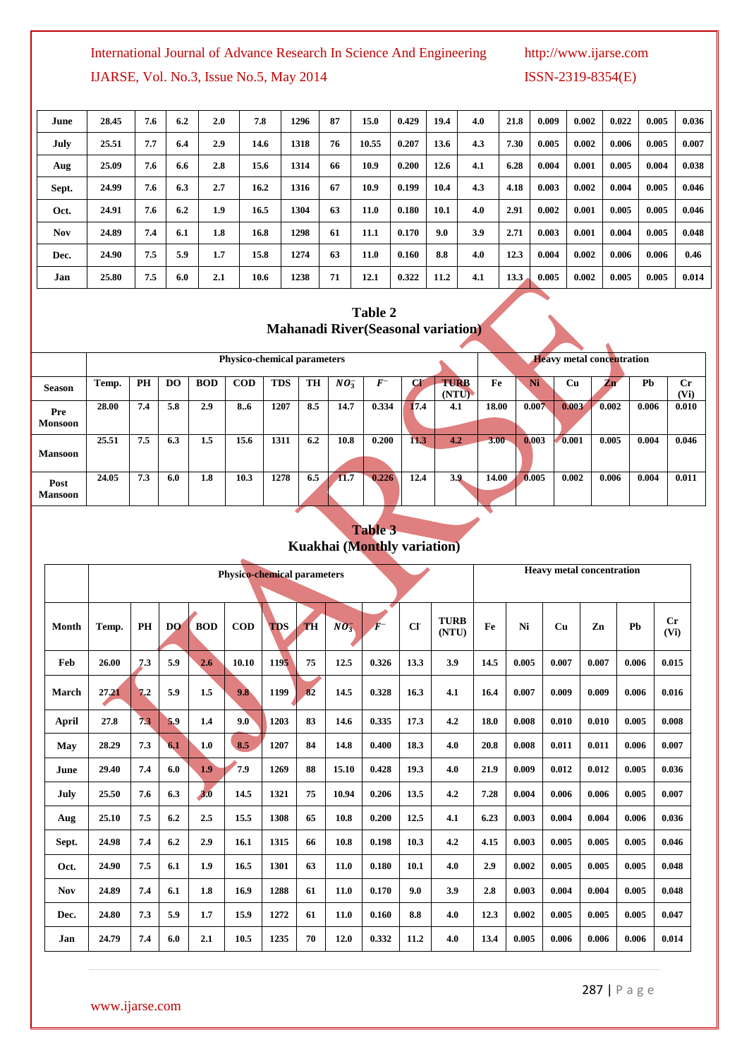| June | 28.45 | 7.6 | 6.2 | 2.0 | 7.8 | 1296 | 87 | 15.0 | 0.429 | 19.4 | 4.0 | 21.8 | 0.009 | 0.002 | 0.022 | 0.005 | 0.036 |
|---|---|---|---|---|---|---|---|---|---|---|---|---|---|---|---|---|---|
| July | 25.51 | 7.7 | 6.4 | 2.9 | 14.6 | 1318 | 76 | 10.55 | 0.207 | 13.6 | 4.3 | 7.30 | 0.005 | 0.002 | 0.006 | 0.005 | 0.007 |
| Aug | 25.09 | 7.6 | 6.6 | 2.8 | 15.6 | 1314 | 66 | 10.9 | 0.200 | 12.6 | 4.1 | 6.28 | 0.004 | 0.001 | 0.005 | 0.004 | 0.038 |
| Sept. | 24.99 | 7.6 | 6.3 | 2.7 | 16.2 | 1316 | 67 | 10.9 | 0.199 | 10.4 | 4.3 | 4.18 | 0.003 | 0.002 | 0.004 | 0.005 | 0.046 |
| Oct. | 24.91 | 7.6 | 6.2 | 1.9 | 16.5 | 1304 | 63 | 11.0 | 0.180 | 10.1 | 4.0 | 2.91 | 0.002 | 0.001 | 0.005 | 0.005 | 0.046 |
| Nov | 24.89 | 7.4 | 6.1 | 1.8 | 16.8 | 1298 | 61 | 11.1 | 0.170 | 9.0 | 3.9 | 2.71 | 0.003 | 0.001 | 0.004 | 0.005 | 0.048 |
| Dec. | 24.90 | 7.5 | 5.9 | 1.7 | 15.8 | 1274 | 63 | 11.0 | 0.160 | 8.8 | 4.0 | 12.3 | 0.004 | 0.002 | 0.006 | 0.006 | 0.46 |
| Jan | 25.80 | 7.5 | 6.0 | 2.1 | 10.6 | 1238 | 71 | 12.1 | 0.322 | 11.2 | 4.1 | 13.3 | 0.005 | 0.002 | 0.005 | 0.005 | 0.014 |

**Table 2**
**Mahanadi River(Seasonal variation)**

| | Physico-chemical parameters | | | | | | | | | | | Heavy metal concentration | | | | | |
|---|---|---|---|---|---|---|---|---|---|---|---|---|---|---|---|---|---|
| Season | Temp. | PH | DO | BOD | COD | TDS | TH | $NO_3^-$ | $F^-$ | Cl | TURB (NTU) | Fe | Ni | Cu | Zn | Pb | Cr (Vi) |
| Pre Monsoon | 28.00 | 7.4 | 5.8 | 2.9 | 8..6 | 1207 | 8.5 | 14.7 | 0.334 | 17.4 | 4.1 | 18.00 | 0.007 | 0.003 | 0.002 | 0.006 | 0.010 |
| Mansoon | 25.51 | 7.5 | 6.3 | 1.5 | 15.6 | 1311 | 6.2 | 10.8 | 0.200 | 11.3 | 4.2 | 3.00 | 0.003 | 0.001 | 0.005 | 0.004 | 0.046 |
| Post Mansoon | 24.05 | 7.3 | 6.0 | 1.8 | 10.3 | 1278 | 6.5 | 11.7 | 0.226 | 12.4 | 3.9 | 14.00 | 0.005 | 0.002 | 0.006 | 0.004 | 0.011 |

**Table 3**
**Kuakhai (Monthly variation)**

| | Physico-chemical parameters | | | | | | | | | | | Heavy metal concentration | | | | | |
|---|---|---|---|---|---|---|---|---|---|---|---|---|---|---|---|---|---|
| Month | Temp. | PH | DO | BOD | COD | TDS | TH | $NO_3^-$ | $F^-$ | Cl⁻ | TURB (NTU) | Fe | Ni | Cu | Zn | Pb | Cr (Vi) |
| Feb | 26.00 | 7.3 | 5.9 | 2.6 | 10.10 | 1195 | 75 | 12.5 | 0.326 | 13.3 | 3.9 | 14.5 | 0.005 | 0.007 | 0.007 | 0.006 | 0.015 |
| March | 27.21 | 7.2 | 5.9 | 1.5 | 9.8 | 1199 | 82 | 14.5 | 0.328 | 16.3 | 4.1 | 16.4 | 0.007 | 0.009 | 0.009 | 0.006 | 0.016 |
| April | 27.8 | 7.3 | 5.9 | 1.4 | 9.0 | 1203 | 83 | 14.6 | 0.335 | 17.3 | 4.2 | 18.0 | 0.008 | 0.010 | 0.010 | 0.005 | 0.008 |
| May | 28.29 | 7.3 | 6.1 | 1.0 | 8.5 | 1207 | 84 | 14.8 | 0.400 | 18.3 | 4.0 | 20.8 | 0.008 | 0.011 | 0.011 | 0.006 | 0.007 |
| June | 29.40 | 7.4 | 6.0 | 1.9 | 7.9 | 1269 | 88 | 15.10 | 0.428 | 19.3 | 4.0 | 21.9 | 0.009 | 0.012 | 0.012 | 0.005 | 0.036 |
| July | 25.50 | 7.6 | 6.3 | 3.0 | 14.5 | 1321 | 75 | 10.94 | 0.206 | 13.5 | 4.2 | 7.28 | 0.004 | 0.006 | 0.006 | 0.005 | 0.007 |
| Aug | 25.10 | 7.5 | 6.2 | 2.5 | 15.5 | 1308 | 65 | 10.8 | 0.200 | 12.5 | 4.1 | 6.23 | 0.003 | 0.004 | 0.004 | 0.006 | 0.036 |
| Sept. | 24.98 | 7.4 | 6.2 | 2.9 | 16.1 | 1315 | 66 | 10.8 | 0.198 | 10.3 | 4.2 | 4.15 | 0.003 | 0.005 | 0.005 | 0.005 | 0.046 |
| Oct. | 24.90 | 7.5 | 6.1 | 1.9 | 16.5 | 1301 | 63 | 11.0 | 0.180 | 10.1 | 4.0 | 2.9 | 0.002 | 0.005 | 0.005 | 0.005 | 0.048 |
| Nov | 24.89 | 7.4 | 6.1 | 1.8 | 16.9 | 1288 | 61 | 11.0 | 0.170 | 9.0 | 3.9 | 2.8 | 0.003 | 0.004 | 0.004 | 0.005 | 0.048 |
| Dec. | 24.80 | 7.3 | 5.9 | 1.7 | 15.9 | 1272 | 61 | 11.0 | 0.160 | 8.8 | 4.0 | 12.3 | 0.002 | 0.005 | 0.005 | 0.005 | 0.047 |
| Jan | 24.79 | 7.4 | 6.0 | 2.1 | 10.5 | 1235 | 70 | 12.0 | 0.332 | 11.2 | 4.0 | 13.4 | 0.005 | 0.006 | 0.006 | 0.006 | 0.014 |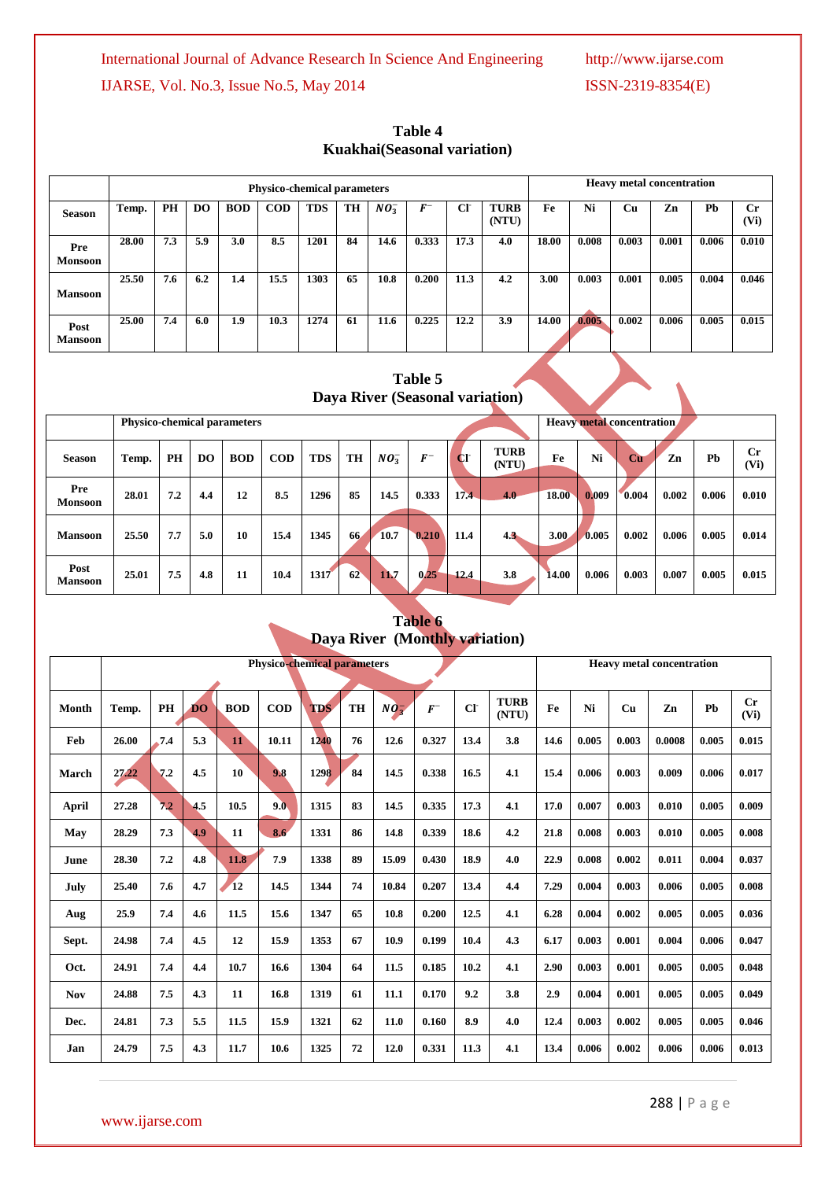## Table 4
## Kuakhai(Seasonal variation)

| Season | Physico-chemical parameters | | | | | | | | | | | Heavy metal concentration | | | | | |
|---|---|---|---|---|---|---|---|---|---|---|---|---|---|---|---|---|---|
| | Temp. | PH | DO | BOD | COD | TDS | TH | $NO_3^-$ | $F^-$ | $Cl^-$ | TURB (NTU) | Fe | Ni | Cu | Zn | Pb | Cr (Vi) |
| Pre Monsoon | 28.00 | 7.3 | 5.9 | 3.0 | 8.5 | 1201 | 84 | 14.6 | 0.333 | 17.3 | 4.0 | 18.00 | 0.008 | 0.003 | 0.001 | 0.006 | 0.010 |
| Mansoon | 25.50 | 7.6 | 6.2 | 1.4 | 15.5 | 1303 | 65 | 10.8 | 0.200 | 11.3 | 4.2 | 3.00 | 0.003 | 0.001 | 0.005 | 0.004 | 0.046 |
| Post Mansoon | 25.00 | 7.4 | 6.0 | 1.9 | 10.3 | 1274 | 61 | 11.6 | 0.225 | 12.2 | 3.9 | 14.00 | 0.005 | 0.002 | 0.006 | 0.005 | 0.015 |

## Table 5
## Daya River (Seasonal variation)

| Season | Physico-chemical parameters | | | | | | | | | | | Heavy metal concentration | | | | | |
|---|---|---|---|---|---|---|---|---|---|---|---|---|---|---|---|---|---|
| | Temp. | PH | DO | BOD | COD | TDS | TH | $NO_3^-$ | $F^-$ | $Cl^-$ | TURB (NTU) | Fe | Ni | Cu | Zn | Pb | Cr (Vi) |
| Pre Monsoon | 28.01 | 7.2 | 4.4 | 12 | 8.5 | 1296 | 85 | 14.5 | 0.333 | 17.4 | 4.0 | 18.00 | 0.009 | 0.004 | 0.002 | 0.006 | 0.010 |
| Mansoon | 25.50 | 7.7 | 5.0 | 10 | 15.4 | 1345 | 66 | 10.7 | 0.210 | 11.4 | 4.3 | 3.00 | 0.005 | 0.002 | 0.006 | 0.005 | 0.014 |
| Post Mansoon | 25.01 | 7.5 | 4.8 | 11 | 10.4 | 1317 | 62 | 11.7 | 0.25 | 12.4 | 3.8 | 14.00 | 0.006 | 0.003 | 0.007 | 0.005 | 0.015 |

## Table 6
## Daya River (Monthly variation)

| Month | Physico-chemical parameters | | | | | | | | | | | Heavy metal concentration | | | | | |
|---|---|---|---|---|---|---|---|---|---|---|---|---|---|---|---|---|---|
| | Temp. | PH | DO | BOD | COD | TDS | TH | $NO_3^-$ | $F^-$ | $Cl^-$ | TURB (NTU) | Fe | Ni | Cu | Zn | Pb | Cr (Vi) |
| Feb | 26.00 | 7.4 | 5.3 | 11 | 10.11 | 1240 | 76 | 12.6 | 0.327 | 13.4 | 3.8 | 14.6 | 0.005 | 0.003 | 0.0008 | 0.005 | 0.015 |
| March | 27.22 | 7.2 | 4.5 | 10 | 9.8 | 1298 | 84 | 14.5 | 0.338 | 16.5 | 4.1 | 15.4 | 0.006 | 0.003 | 0.009 | 0.006 | 0.017 |
| April | 27.28 | 7.2 | 4.5 | 10.5 | 9.0 | 1315 | 83 | 14.5 | 0.335 | 17.3 | 4.1 | 17.0 | 0.007 | 0.003 | 0.010 | 0.005 | 0.009 |
| May | 28.29 | 7.3 | 4.9 | 11 | 8.6 | 1331 | 86 | 14.8 | 0.339 | 18.6 | 4.2 | 21.8 | 0.008 | 0.003 | 0.010 | 0.005 | 0.008 |
| June | 28.30 | 7.2 | 4.8 | 11.8 | 7.9 | 1338 | 89 | 15.09 | 0.430 | 18.9 | 4.0 | 22.9 | 0.008 | 0.002 | 0.011 | 0.004 | 0.037 |
| July | 25.40 | 7.6 | 4.7 | 12 | 14.5 | 1344 | 74 | 10.84 | 0.207 | 13.4 | 4.4 | 7.29 | 0.004 | 0.003 | 0.006 | 0.005 | 0.008 |
| Aug | 25.9 | 7.4 | 4.6 | 11.5 | 15.6 | 1347 | 65 | 10.8 | 0.200 | 12.5 | 4.1 | 6.28 | 0.004 | 0.002 | 0.005 | 0.005 | 0.036 |
| Sept. | 24.98 | 7.4 | 4.5 | 12 | 15.9 | 1353 | 67 | 10.9 | 0.199 | 10.4 | 4.3 | 6.17 | 0.003 | 0.001 | 0.004 | 0.006 | 0.047 |
| Oct. | 24.91 | 7.4 | 4.4 | 10.7 | 16.6 | 1304 | 64 | 11.5 | 0.185 | 10.2 | 4.1 | 2.90 | 0.003 | 0.001 | 0.005 | 0.005 | 0.048 |
| Nov | 24.88 | 7.5 | 4.3 | 11 | 16.8 | 1319 | 61 | 11.1 | 0.170 | 9.2 | 3.8 | 2.9 | 0.004 | 0.001 | 0.005 | 0.005 | 0.049 |
| Dec. | 24.81 | 7.3 | 5.5 | 11.5 | 15.9 | 1321 | 62 | 11.0 | 0.160 | 8.9 | 4.0 | 12.4 | 0.003 | 0.002 | 0.005 | 0.005 | 0.046 |
| Jan | 24.79 | 7.5 | 4.3 | 11.7 | 10.6 | 1325 | 72 | 12.0 | 0.331 | 11.3 | 4.1 | 13.4 | 0.006 | 0.002 | 0.006 | 0.006 | 0.013 |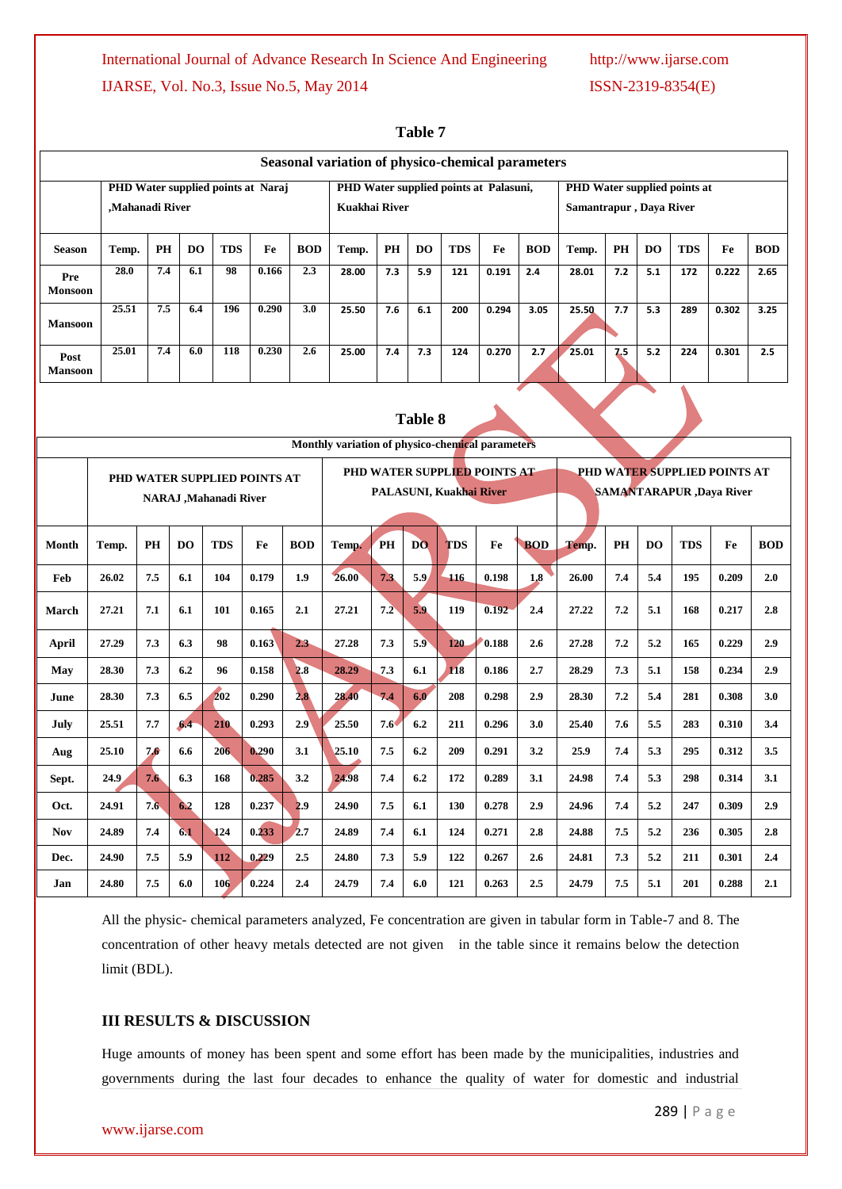**Table 7**

| Seasonal variation of physico-chemical parameters | | | | | | | | | | | | | | | | | | |
|---|---|---|---|---|---|---|---|---|---|---|---|---|---|---|---|---|---|---|
| | PHD Water supplied points at Naraj ,Mahanadi River | | | | | | PHD Water supplied points at Palasuni, Kuakhai River | | | | | | PHD Water supplied points at Samantrapur , Daya River | | | | | |
| Season | Temp. | PH | DO | TDS | Fe | BOD | Temp. | PH | DO | TDS | Fe | BOD | Temp. | PH | DO | TDS | Fe | BOD |
| Pre Monsoon | 28.0 | 7.4 | 6.1 | 98 | 0.166 | 2.3 | 28.00 | 7.3 | 5.9 | 121 | 0.191 | 2.4 | 28.01 | 7.2 | 5.1 | 172 | 0.222 | 2.65 |
| Mansoon | 25.51 | 7.5 | 6.4 | 196 | 0.290 | 3.0 | 25.50 | 7.6 | 6.1 | 200 | 0.294 | 3.05 | 25.50 | 7.7 | 5.3 | 289 | 0.302 | 3.25 |
| Post Mansoon | 25.01 | 7.4 | 6.0 | 118 | 0.230 | 2.6 | 25.00 | 7.4 | 7.3 | 124 | 0.270 | 2.7 | 25.01 | 7.5 | 5.2 | 224 | 0.301 | 2.5 |

**Table 8**

| Monthly variation of physico-chemical parameters | | | | | | | | | | | | | | | | | | |
|---|---|---|---|---|---|---|---|---|---|---|---|---|---|---|---|---|---|---|
| | PHD WATER SUPPLIED POINTS AT NARAJ ,Mahanadi River | | | | | | PHD WATER SUPPLIED POINTS AT PALASUNI, Kuakhai River | | | | | | PHD WATER SUPPLIED POINTS AT SAMANTARAPUR ,Daya River | | | | | |
| Month | Temp. | PH | DO | TDS | Fe | BOD | Temp. | PH | DO | TDS | Fe | BOD | Temp. | PH | DO | TDS | Fe | BOD |
| Feb | 26.02 | 7.5 | 6.1 | 104 | 0.179 | 1.9 | 26.00 | 7.3 | 5.9 | 116 | 0.198 | 1.8 | 26.00 | 7.4 | 5.4 | 195 | 0.209 | 2.0 |
| March | 27.21 | 7.1 | 6.1 | 101 | 0.165 | 2.1 | 27.21 | 7.2 | 5.9 | 119 | 0.192 | 2.4 | 27.22 | 7.2 | 5.1 | 168 | 0.217 | 2.8 |
| April | 27.29 | 7.3 | 6.3 | 98 | 0.163 | 2.3 | 27.28 | 7.3 | 5.9 | 120 | 0.188 | 2.6 | 27.28 | 7.2 | 5.2 | 165 | 0.229 | 2.9 |
| May | 28.30 | 7.3 | 6.2 | 96 | 0.158 | 2.8 | 28.29 | 7.3 | 6.1 | 118 | 0.186 | 2.7 | 28.29 | 7.3 | 5.1 | 158 | 0.234 | 2.9 |
| June | 28.30 | 7.3 | 6.5 | 202 | 0.290 | 2.8 | 28.40 | 7.4 | 6.0 | 208 | 0.298 | 2.9 | 28.30 | 7.2 | 5.4 | 281 | 0.308 | 3.0 |
| July | 25.51 | 7.7 | 6.4 | 210 | 0.293 | 2.9 | 25.50 | 7.6 | 6.2 | 211 | 0.296 | 3.0 | 25.40 | 7.6 | 5.5 | 283 | 0.310 | 3.4 |
| Aug | 25.10 | 7.6 | 6.6 | 206 | 0.290 | 3.1 | 25.10 | 7.5 | 6.2 | 209 | 0.291 | 3.2 | 25.9 | 7.4 | 5.3 | 295 | 0.312 | 3.5 |
| Sept. | 24.9 | 7.6 | 6.3 | 168 | 0.285 | 3.2 | 24.98 | 7.4 | 6.2 | 172 | 0.289 | 3.1 | 24.98 | 7.4 | 5.3 | 298 | 0.314 | 3.1 |
| Oct. | 24.91 | 7.6 | 6.2 | 128 | 0.237 | 2.9 | 24.90 | 7.5 | 6.1 | 130 | 0.278 | 2.9 | 24.96 | 7.4 | 5.2 | 247 | 0.309 | 2.9 |
| Nov | 24.89 | 7.4 | 6.1 | 124 | 0.233 | 2.7 | 24.89 | 7.4 | 6.1 | 124 | 0.271 | 2.8 | 24.88 | 7.5 | 5.2 | 236 | 0.305 | 2.8 |
| Dec. | 24.90 | 7.5 | 5.9 | 112 | 0.229 | 2.5 | 24.80 | 7.3 | 5.9 | 122 | 0.267 | 2.6 | 24.81 | 7.3 | 5.2 | 211 | 0.301 | 2.4 |
| Jan | 24.80 | 7.5 | 6.0 | 106 | 0.224 | 2.4 | 24.79 | 7.4 | 6.0 | 121 | 0.263 | 2.5 | 24.79 | 7.5 | 5.1 | 201 | 0.288 | 2.1 |

All the physic- chemical parameters analyzed, Fe concentration are given in tabular form in Table-7 and 8. The concentration of other heavy metals detected are not given in the table since it remains below the detection limit (BDL).

## III RESULTS & DISCUSSION

Huge amounts of money has been spent and some effort has been made by the municipalities, industries and governments during the last four decades to enhance the quality of water for domestic and industrial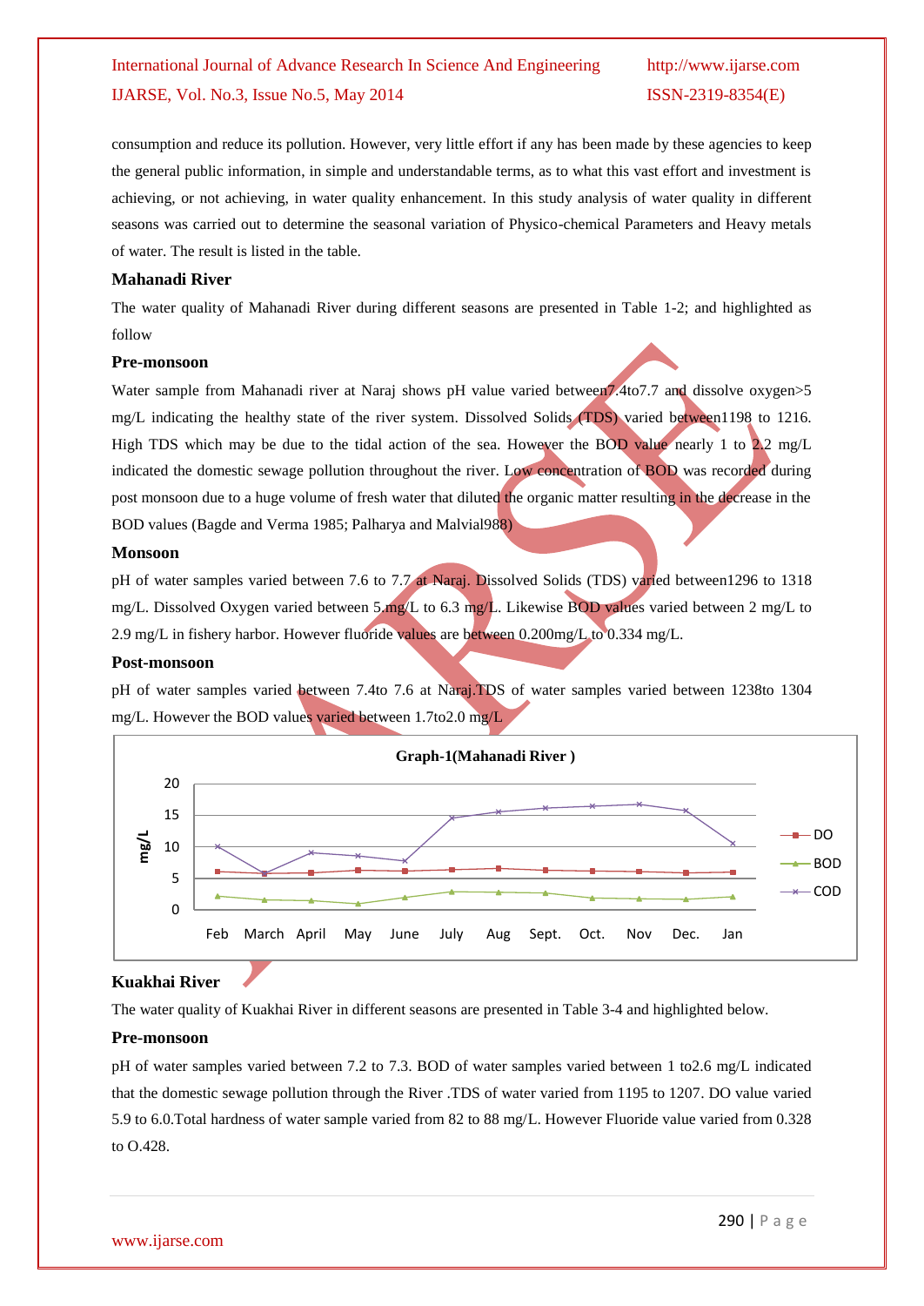consumption and reduce its pollution. However, very little effort if any has been made by these agencies to keep the general public information, in simple and understandable terms, as to what this vast effort and investment is achieving, or not achieving, in water quality enhancement. In this study analysis of water quality in different seasons was carried out to determine the seasonal variation of Physico-chemical Parameters and Heavy metals of water. The result is listed in the table.

**Mahanadi River**

The water quality of Mahanadi River during different seasons are presented in Table 1-2; and highlighted as follow

**Pre-monsoon**

Water sample from Mahanadi river at Naraj shows pH value varied between7.4to7.7 and dissolve oxygen>5 mg/L indicating the healthy state of the river system. Dissolved Solids (TDS) varied between1198 to 1216. High TDS which may be due to the tidal action of the sea. However the BOD value nearly 1 to 2.2 mg/L indicated the domestic sewage pollution throughout the river. Low concentration of BOD was recorded during post monsoon due to a huge volume of fresh water that diluted the organic matter resulting in the decrease in the BOD values (Bagde and Verma 1985; Palharya and Malvial988)

**Monsoon**

pH of water samples varied between 7.6 to 7.7 at Naraj. Dissolved Solids (TDS) varied between1296 to 1318 mg/L. Dissolved Oxygen varied between 5.mg/L to 6.3 mg/L. Likewise BOD values varied between 2 mg/L to 2.9 mg/L in fishery harbor. However fluoride values are between 0.200mg/L to 0.334 mg/L.

**Post-monsoon**

pH of water samples varied between 7.4to 7.6 at Naraj.TDS of water samples varied between 1238to 1304 mg/L. However the BOD values varied between 1.7to2.0 mg/L

Graph-1(Mahanadi River )

**Kuakhai River**

The water quality of Kuakhai River in different seasons are presented in Table 3-4 and highlighted below.

**Pre-monsoon**

pH of water samples varied between 7.2 to 7.3. BOD of water samples varied between 1 to2.6 mg/L indicated that the domestic sewage pollution through the River .TDS of water varied from 1195 to 1207. DO value varied 5.9 to 6.0.Total hardness of water sample varied from 82 to 88 mg/L. However Fluoride value varied from 0.328 to O.428.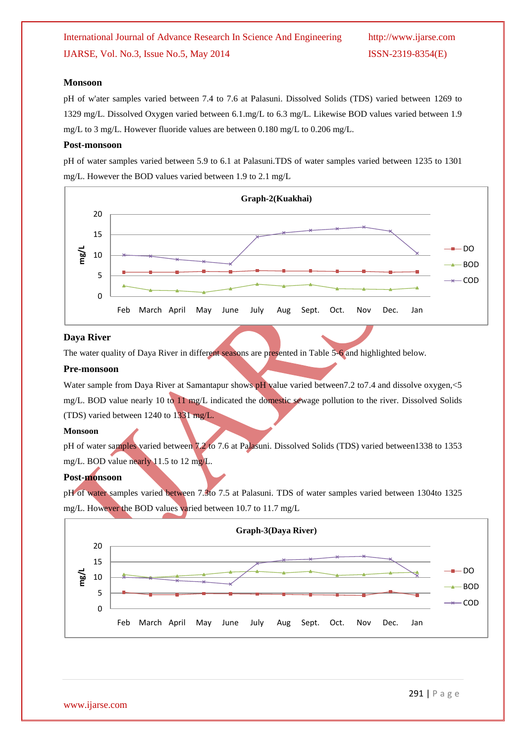**Monsoon**

pH of w'ater samples varied between 7.4 to 7.6 at Palasuni. Dissolved Solids (TDS) varied between 1269 to 1329 mg/L. Dissolved Oxygen varied between 6.1.mg/L to 6.3 mg/L. Likewise BOD values varied between 1.9 mg/L to 3 mg/L. However fluoride values are between 0.180 mg/L to 0.206 mg/L.

**Post-monsoon**

pH of water samples varied between 5.9 to 6.1 at Palasuni.TDS of water samples varied between 1235 to 1301 mg/L. However the BOD values varied between 1.9 to 2.1 mg/L

**Graph-2(Kuakhai)**

**Daya River**

The water quality of Daya River in different seasons are presented in Table 5-6 and highlighted below.

**Pre-monsoon**

Water sample from Daya River at Samantapur shows pH value varied between7.2 to7.4 and dissolve oxygen,<5 mg/L. BOD value nearly 10 to 11 mg/L indicated the domestic sewage pollution to the river. Dissolved Solids (TDS) varied between 1240 to 1331 mg/L.

**Monsoon**

pH of water samples varied between 7.2 to 7.6 at Palasuni. Dissolved Solids (TDS) varied between1338 to 1353 mg/L. BOD value nearly 11.5 to 12 mg/L.

**Post-monsoon**

pH of water samples varied between 7.3to 7.5 at Palasuni. TDS of water samples varied between 1304to 1325 mg/L. However the BOD values varied between 10.7 to 11.7 mg/L

**Graph-3(Daya River)**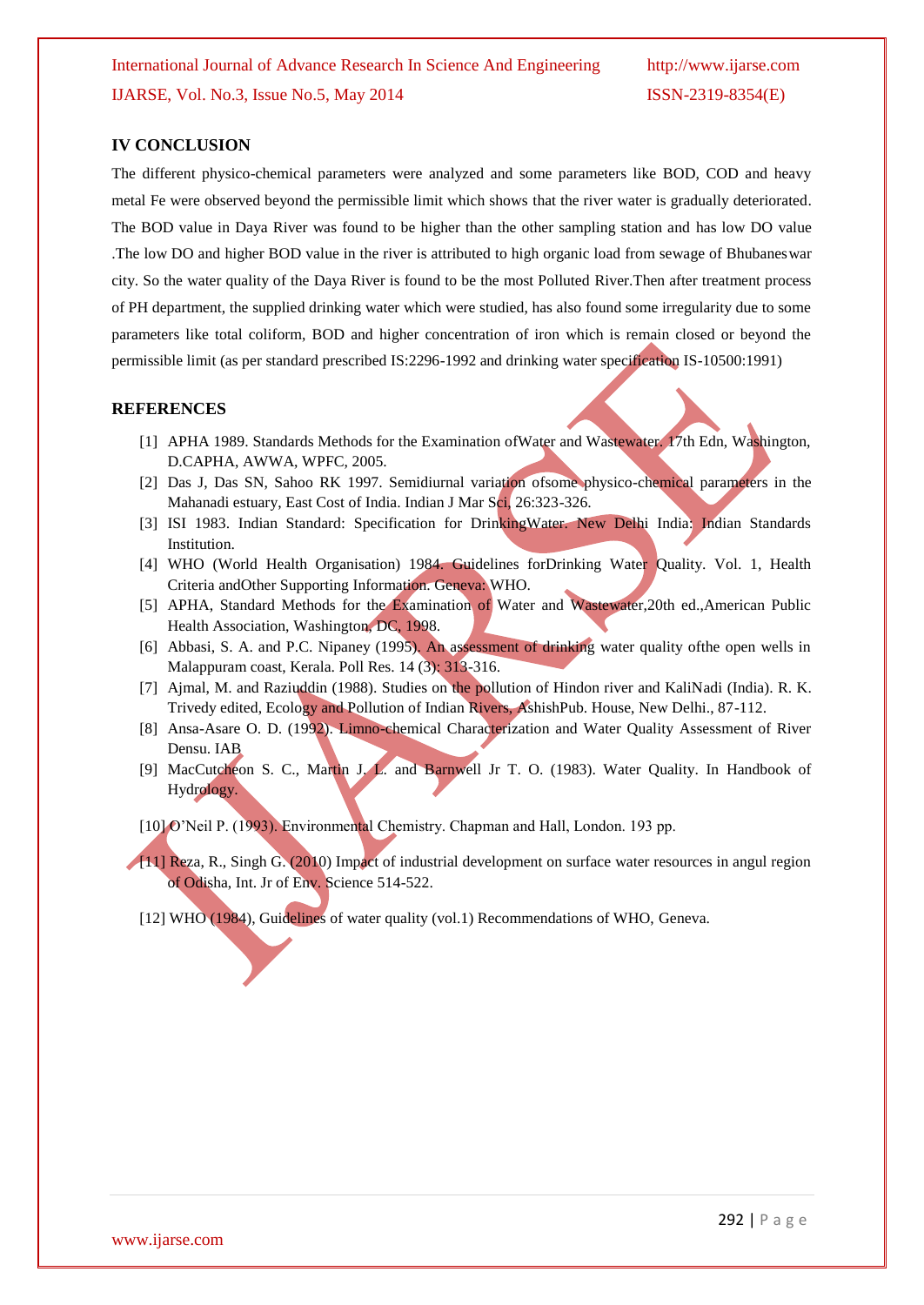## IV CONCLUSION

The different physico-chemical parameters were analyzed and some parameters like BOD, COD and heavy metal Fe were observed beyond the permissible limit which shows that the river water is gradually deteriorated. The BOD value in Daya River was found to be higher than the other sampling station and has low DO value .The low DO and higher BOD value in the river is attributed to high organic load from sewage of Bhubaneswar city. So the water quality of the Daya River is found to be the most Polluted River.Then after treatment process of PH department, the supplied drinking water which were studied, has also found some irregularity due to some parameters like total coliform, BOD and higher concentration of iron which is remain closed or beyond the permissible limit (as per standard prescribed IS:2296-1992 and drinking water specification IS-10500:1991)

## REFERENCES

[1] APHA 1989. Standards Methods for the Examination ofWater and Wastewater. 17th Edn, Washington, D.CAPHA, AWWA, WPFC, 2005.

[2] Das J, Das SN, Sahoo RK 1997. Semidiurnal variation ofsome physico-chemical parameters in the Mahanadi estuary, East Cost of India. Indian J Mar Sci, 26:323-326.

[3] ISI 1983. Indian Standard: Specification for DrinkingWater. New Delhi India: Indian Standards Institution.

[4] WHO (World Health Organisation) 1984. Guidelines forDrinking Water Quality. Vol. 1, Health Criteria andOther Supporting Information. Geneva: WHO.

[5] APHA, Standard Methods for the Examination of Water and Wastewater,20th ed.,American Public Health Association, Washington, DC, 1998.

[6] Abbasi, S. A. and P.C. Nipaney (1995). An assessment of drinking water quality ofthe open wells in Malappuram coast, Kerala. Poll Res. 14 (3): 313-316.

[7] Ajmal, M. and Raziuddin (1988). Studies on the pollution of Hindon river and KaliNadi (India). R. K. Trivedy edited, Ecology and Pollution of Indian Rivers, AshishPub. House, New Delhi., 87-112.

[8] Ansa-Asare O. D. (1992). Limno-chemical Characterization and Water Quality Assessment of River Densu. IAB

[9] MacCutcheon S. C., Martin J. L. and Barnwell Jr T. O. (1983). Water Quality. In Handbook of Hydrology.

[10] O'Neil P. (1993). Environmental Chemistry. Chapman and Hall, London. 193 pp.

[11] Reza, R., Singh G. (2010) Impact of industrial development on surface water resources in angul region of Odisha, Int. Jr of Env. Science 514-522.

[12] WHO (1984), Guidelines of water quality (vol.1) Recommendations of WHO, Geneva.